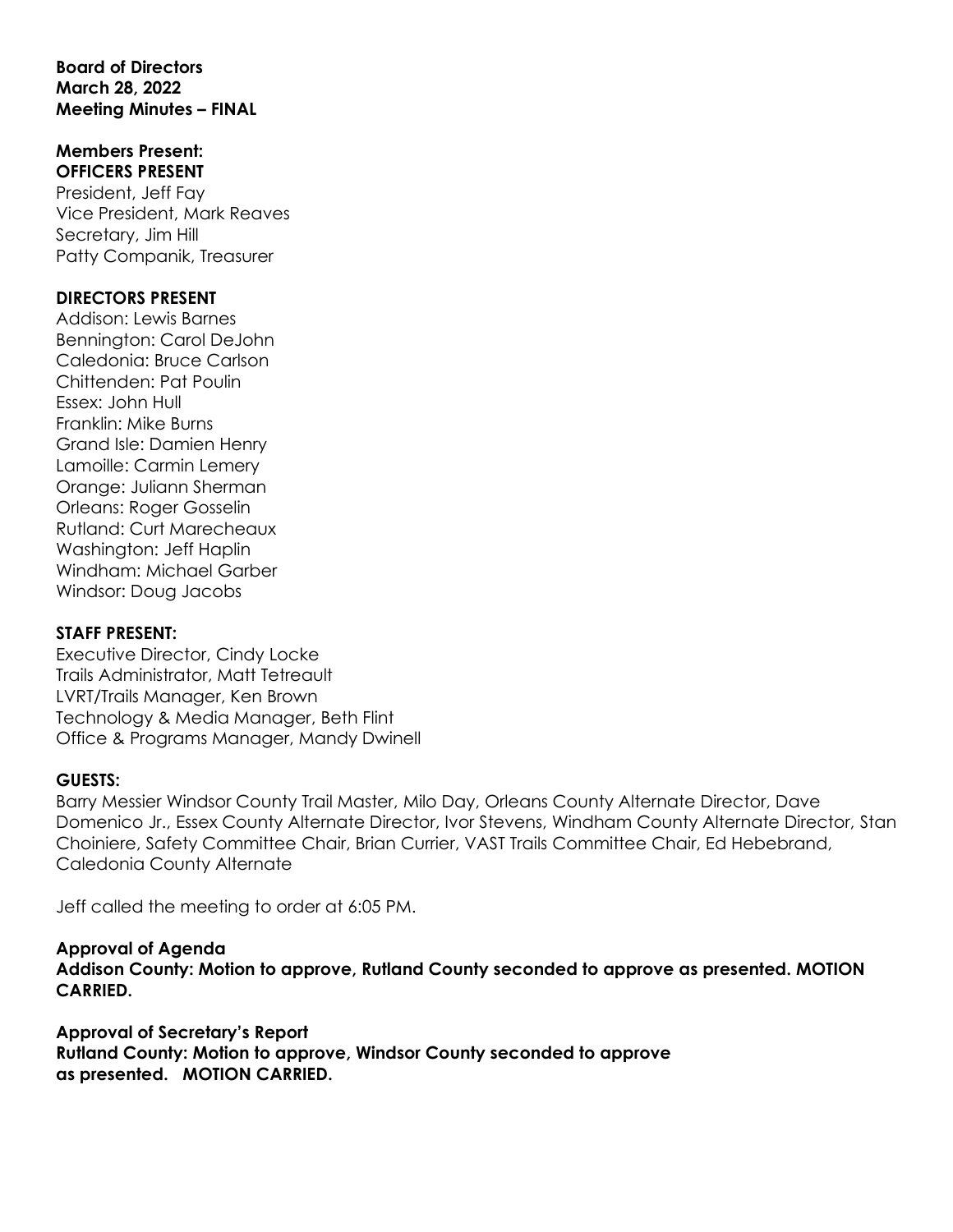**Board of Directors**
**March 28, 2022**
**Meeting Minutes – FINAL**

**Members Present:**
**OFFICERS PRESENT**

President, Jeff Fay
Vice President, Mark Reaves
Secretary, Jim Hill
Patty Companik, Treasurer

**DIRECTORS PRESENT**

Addison: Lewis Barnes
Bennington: Carol DeJohn
Caledonia: Bruce Carlson
Chittenden: Pat Poulin
Essex: John Hull
Franklin: Mike Burns
Grand Isle: Damien Henry
Lamoille: Carmin Lemery
Orange: Juliann Sherman
Orleans: Roger Gosselin
Rutland: Curt Marecheaux
Washington: Jeff Haplin
Windham: Michael Garber
Windsor: Doug Jacobs

**STAFF PRESENT:**

Executive Director, Cindy Locke
Trails Administrator, Matt Tetreault
LVRT/Trails Manager, Ken Brown
Technology & Media Manager, Beth Flint
Office & Programs Manager, Mandy Dwinell

**GUESTS:**

Barry Messier Windsor County Trail Master, Milo Day, Orleans County Alternate Director, Dave Domenico Jr., Essex County Alternate Director, Ivor Stevens, Windham County Alternate Director, Stan Choiniere, Safety Committee Chair, Brian Currier, VAST Trails Committee Chair, Ed Hebebrand, Caledonia County Alternate

Jeff called the meeting to order at 6:05 PM.

**Approval of Agenda**
**Addison County: Motion to approve, Rutland County seconded to approve as presented. MOTION CARRIED.**

**Approval of Secretary's Report**
**Rutland County: Motion to approve, Windsor County seconded to approve as presented. MOTION CARRIED.**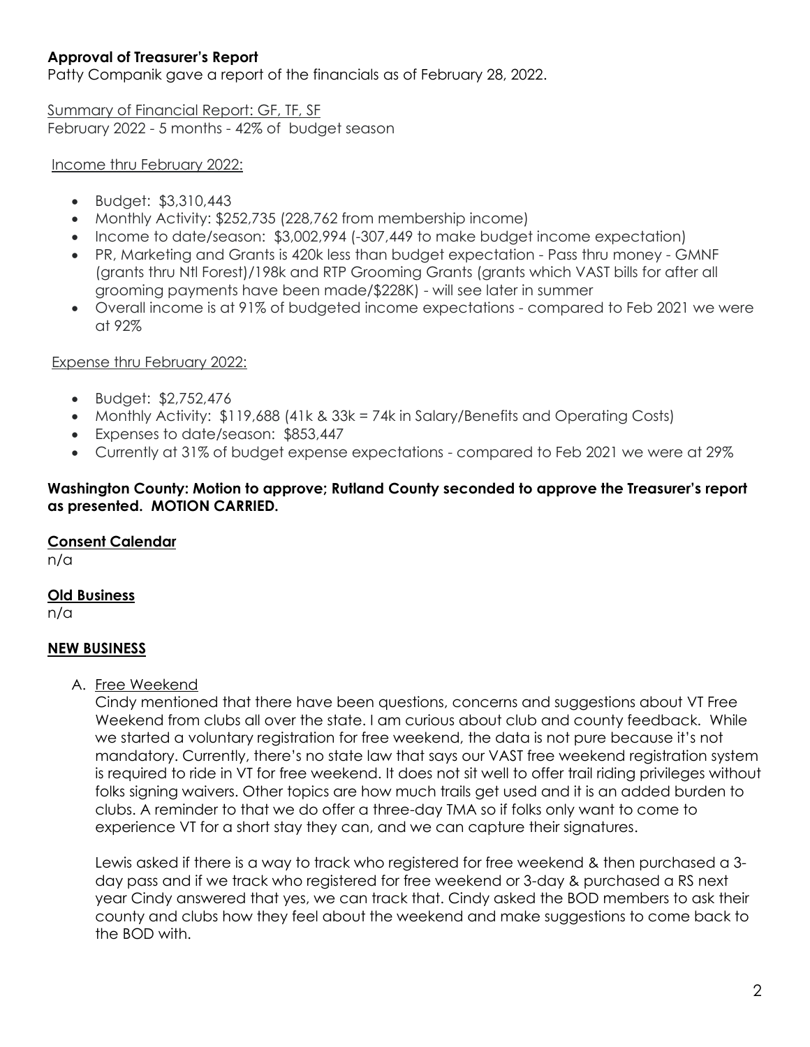**Approval of Treasurer's Report**

Patty Companik gave a report of the financials as of February 28, 2022.

Summary of Financial Report: GF, TF, SF

February 2022 - 5 months - 42% of budget season

Income thru February 2022:

- Budget: $3,310,443
- Monthly Activity: $252,735 (228,762 from membership income)
- Income to date/season: $3,002,994 (-307,449 to make budget income expectation)
- PR, Marketing and Grants is 420k less than budget expectation - Pass thru money - GMNF (grants thru Ntl Forest)/198k and RTP Grooming Grants (grants which VAST bills for after all grooming payments have been made/$228K) - will see later in summer
- Overall income is at 91% of budgeted income expectations - compared to Feb 2021 we were at 92%

Expense thru February 2022:

- Budget: $2,752,476
- Monthly Activity: $119,688 (41k & 33k = 74k in Salary/Benefits and Operating Costs)
- Expenses to date/season: $853,447
- Currently at 31% of budget expense expectations - compared to Feb 2021 we were at 29%

**Washington County: Motion to approve; Rutland County seconded to approve the Treasurer's report as presented. MOTION CARRIED.**

**Consent Calendar**

n/a

**Old Business**

n/a

**NEW BUSINESS**

A. Free Weekend

Cindy mentioned that there have been questions, concerns and suggestions about VT Free Weekend from clubs all over the state. I am curious about club and county feedback. While we started a voluntary registration for free weekend, the data is not pure because it's not mandatory. Currently, there's no state law that says our VAST free weekend registration system is required to ride in VT for free weekend. It does not sit well to offer trail riding privileges without folks signing waivers. Other topics are how much trails get used and it is an added burden to clubs. A reminder to that we do offer a three-day TMA so if folks only want to come to experience VT for a short stay they can, and we can capture their signatures.

Lewis asked if there is a way to track who registered for free weekend & then purchased a 3-day pass and if we track who registered for free weekend or 3-day & purchased a RS next year Cindy answered that yes, we can track that. Cindy asked the BOD members to ask their county and clubs how they feel about the weekend and make suggestions to come back to the BOD with.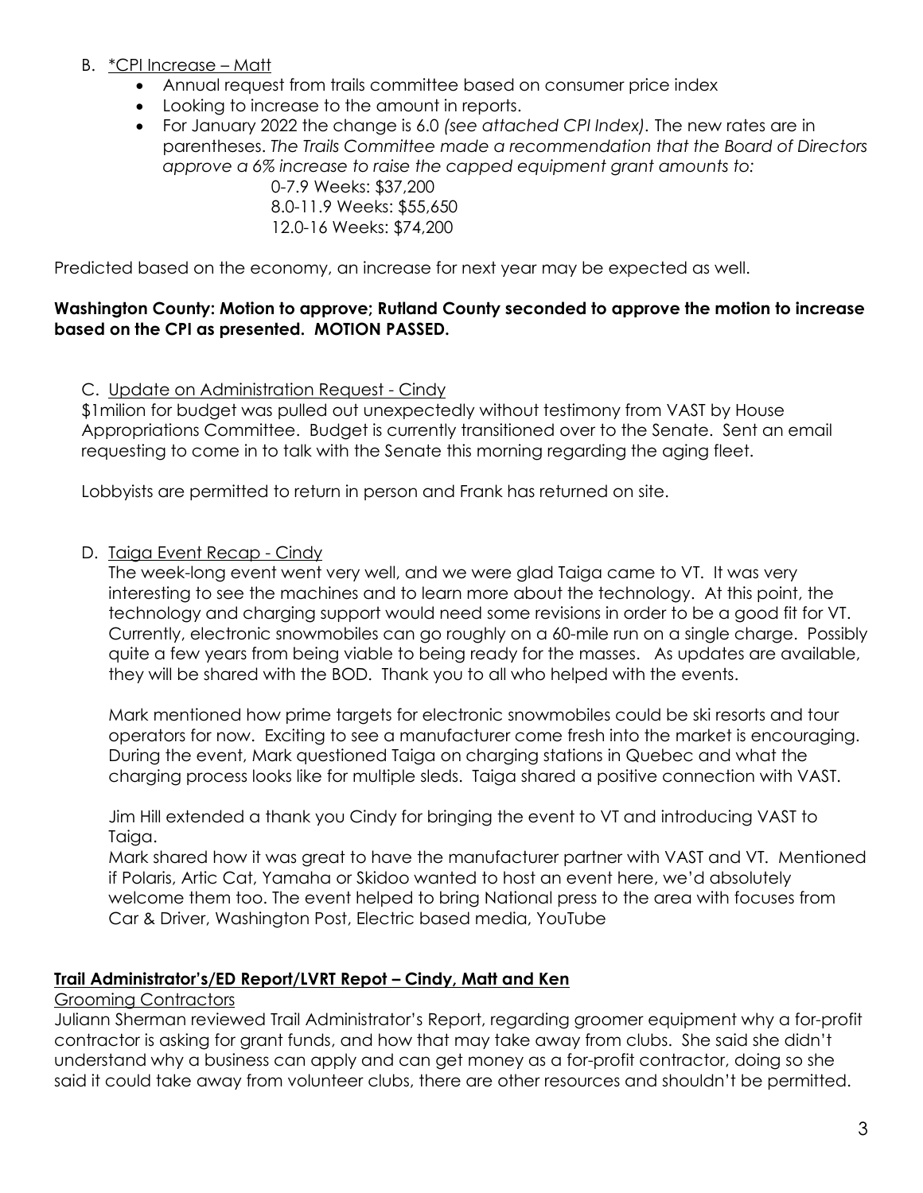B. <u>*CPI Increase – Matt</u>

- Annual request from trails committee based on consumer price index
- Looking to increase to the amount in reports.
- For January 2022 the change is 6.0 *(see attached CPI Index)*. The new rates are in parentheses. *The Trails Committee made a recommendation that the Board of Directors approve a 6% increase to raise the capped equipment grant amounts to:*

  0-7.9 Weeks: $37,200
  8.0-11.9 Weeks: $55,650
  12.0-16 Weeks: $74,200

Predicted based on the economy, an increase for next year may be expected as well.

**Washington County: Motion to approve; Rutland County seconded to approve the motion to increase based on the CPI as presented. MOTION PASSED.**

C. <u>Update on Administration Request - Cindy</u>

$1milion for budget was pulled out unexpectedly without testimony from VAST by House Appropriations Committee. Budget is currently transitioned over to the Senate. Sent an email requesting to come in to talk with the Senate this morning regarding the aging fleet.

Lobbyists are permitted to return in person and Frank has returned on site.

D. <u>Taiga Event Recap - Cindy</u>

The week-long event went very well, and we were glad Taiga came to VT. It was very interesting to see the machines and to learn more about the technology. At this point, the technology and charging support would need some revisions in order to be a good fit for VT. Currently, electronic snowmobiles can go roughly on a 60-mile run on a single charge. Possibly quite a few years from being viable to being ready for the masses. As updates are available, they will be shared with the BOD. Thank you to all who helped with the events.

Mark mentioned how prime targets for electronic snowmobiles could be ski resorts and tour operators for now. Exciting to see a manufacturer come fresh into the market is encouraging. During the event, Mark questioned Taiga on charging stations in Quebec and what the charging process looks like for multiple sleds. Taiga shared a positive connection with VAST.

Jim Hill extended a thank you Cindy for bringing the event to VT and introducing VAST to Taiga.

Mark shared how it was great to have the manufacturer partner with VAST and VT. Mentioned if Polaris, Artic Cat, Yamaha or Skidoo wanted to host an event here, we'd absolutely welcome them too. The event helped to bring National press to the area with focuses from Car & Driver, Washington Post, Electric based media, YouTube

## <u>Trail Administrator's/ED Report/LVRT Repot – Cindy, Matt and Ken</u>

<u>Grooming Contractors</u>

Juliann Sherman reviewed Trail Administrator's Report, regarding groomer equipment why a for-profit contractor is asking for grant funds, and how that may take away from clubs. She said she didn't understand why a business can apply and can get money as a for-profit contractor, doing so she said it could take away from volunteer clubs, there are other resources and shouldn't be permitted.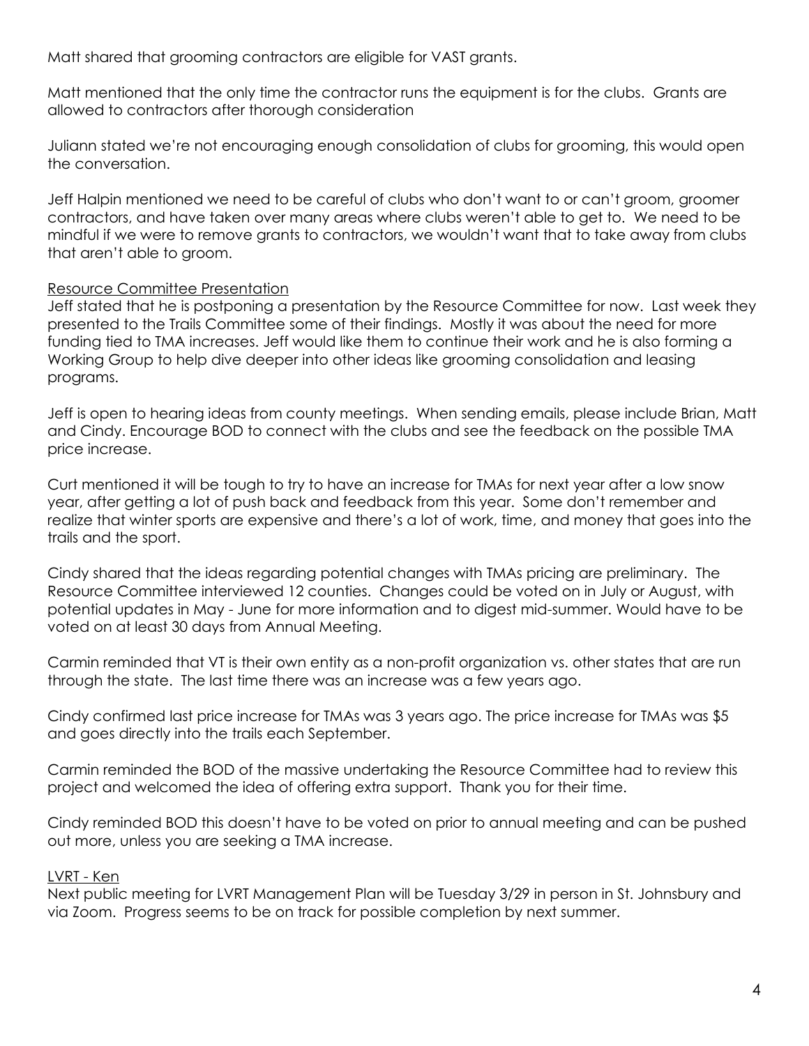Matt shared that grooming contractors are eligible for VAST grants.

Matt mentioned that the only time the contractor runs the equipment is for the clubs. Grants are allowed to contractors after thorough consideration

Juliann stated we're not encouraging enough consolidation of clubs for grooming, this would open the conversation.

Jeff Halpin mentioned we need to be careful of clubs who don't want to or can't groom, groomer contractors, and have taken over many areas where clubs weren't able to get to. We need to be mindful if we were to remove grants to contractors, we wouldn't want that to take away from clubs that aren't able to groom.

<u>Resource Committee Presentation</u>

Jeff stated that he is postponing a presentation by the Resource Committee for now. Last week they presented to the Trails Committee some of their findings. Mostly it was about the need for more funding tied to TMA increases. Jeff would like them to continue their work and he is also forming a Working Group to help dive deeper into other ideas like grooming consolidation and leasing programs.

Jeff is open to hearing ideas from county meetings. When sending emails, please include Brian, Matt and Cindy. Encourage BOD to connect with the clubs and see the feedback on the possible TMA price increase.

Curt mentioned it will be tough to try to have an increase for TMAs for next year after a low snow year, after getting a lot of push back and feedback from this year. Some don't remember and realize that winter sports are expensive and there's a lot of work, time, and money that goes into the trails and the sport.

Cindy shared that the ideas regarding potential changes with TMAs pricing are preliminary. The Resource Committee interviewed 12 counties. Changes could be voted on in July or August, with potential updates in May - June for more information and to digest mid-summer. Would have to be voted on at least 30 days from Annual Meeting.

Carmin reminded that VT is their own entity as a non-profit organization vs. other states that are run through the state. The last time there was an increase was a few years ago.

Cindy confirmed last price increase for TMAs was 3 years ago. The price increase for TMAs was $5 and goes directly into the trails each September.

Carmin reminded the BOD of the massive undertaking the Resource Committee had to review this project and welcomed the idea of offering extra support. Thank you for their time.

Cindy reminded BOD this doesn't have to be voted on prior to annual meeting and can be pushed out more, unless you are seeking a TMA increase.

<u>LVRT - Ken</u>

Next public meeting for LVRT Management Plan will be Tuesday 3/29 in person in St. Johnsbury and via Zoom. Progress seems to be on track for possible completion by next summer.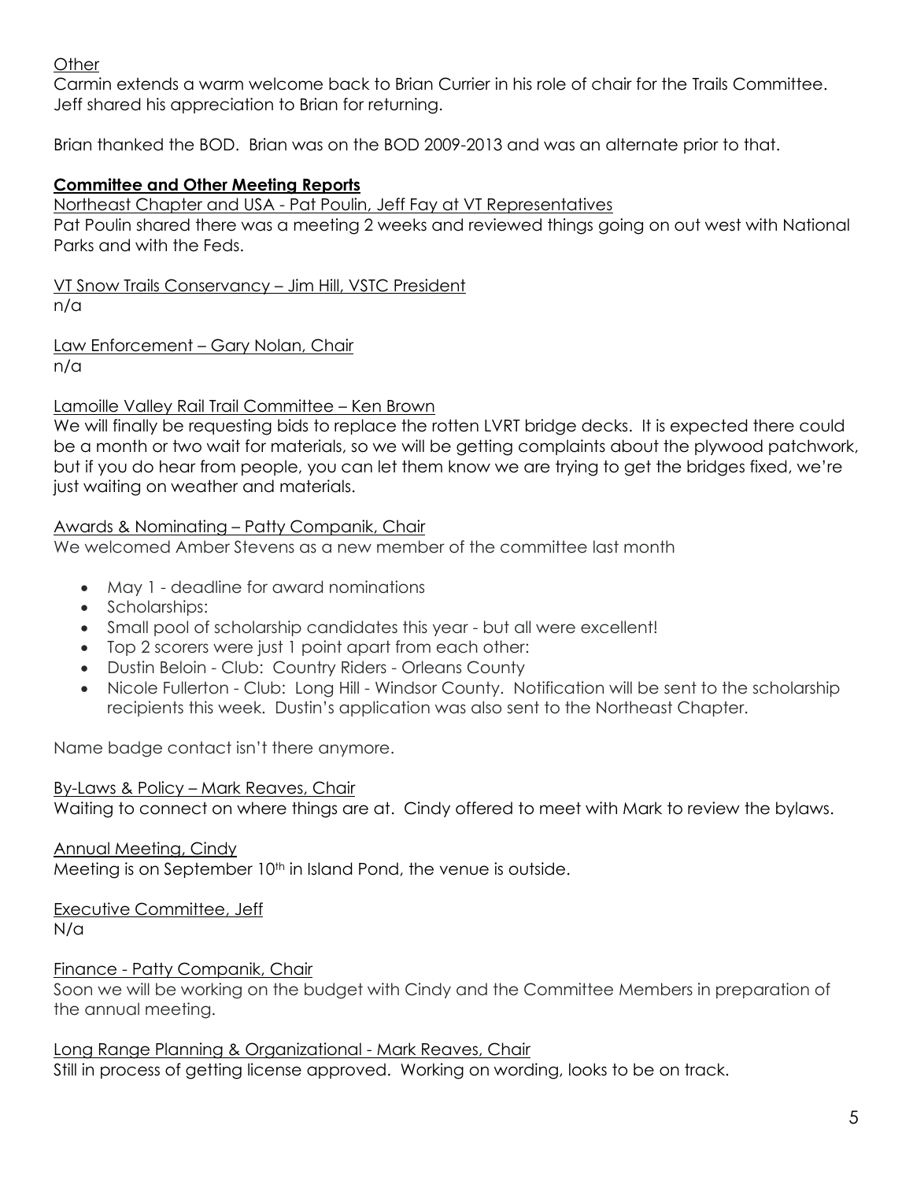Other

Carmin extends a warm welcome back to Brian Currier in his role of chair for the Trails Committee. Jeff shared his appreciation to Brian for returning.

Brian thanked the BOD. Brian was on the BOD 2009-2013 and was an alternate prior to that.

**Committee and Other Meeting Reports**

Northeast Chapter and USA - Pat Poulin, Jeff Fay at VT Representatives

Pat Poulin shared there was a meeting 2 weeks and reviewed things going on out west with National Parks and with the Feds.

VT Snow Trails Conservancy – Jim Hill, VSTC President

n/a

Law Enforcement – Gary Nolan, Chair

n/a

Lamoille Valley Rail Trail Committee – Ken Brown

We will finally be requesting bids to replace the rotten LVRT bridge decks. It is expected there could be a month or two wait for materials, so we will be getting complaints about the plywood patchwork, but if you do hear from people, you can let them know we are trying to get the bridges fixed, we're just waiting on weather and materials.

Awards & Nominating – Patty Companik, Chair

We welcomed Amber Stevens as a new member of the committee last month

- May 1 - deadline for award nominations
- Scholarships:
- Small pool of scholarship candidates this year - but all were excellent!
- Top 2 scorers were just 1 point apart from each other:
- Dustin Beloin - Club: Country Riders - Orleans County
- Nicole Fullerton - Club: Long Hill - Windsor County. Notification will be sent to the scholarship recipients this week. Dustin's application was also sent to the Northeast Chapter.

Name badge contact isn't there anymore.

By-Laws & Policy – Mark Reaves, Chair

Waiting to connect on where things are at. Cindy offered to meet with Mark to review the bylaws.

Annual Meeting, Cindy

Meeting is on September 10th in Island Pond, the venue is outside.

Executive Committee, Jeff

N/a

Finance - Patty Companik, Chair

Soon we will be working on the budget with Cindy and the Committee Members in preparation of the annual meeting.

Long Range Planning & Organizational - Mark Reaves, Chair

Still in process of getting license approved. Working on wording, looks to be on track.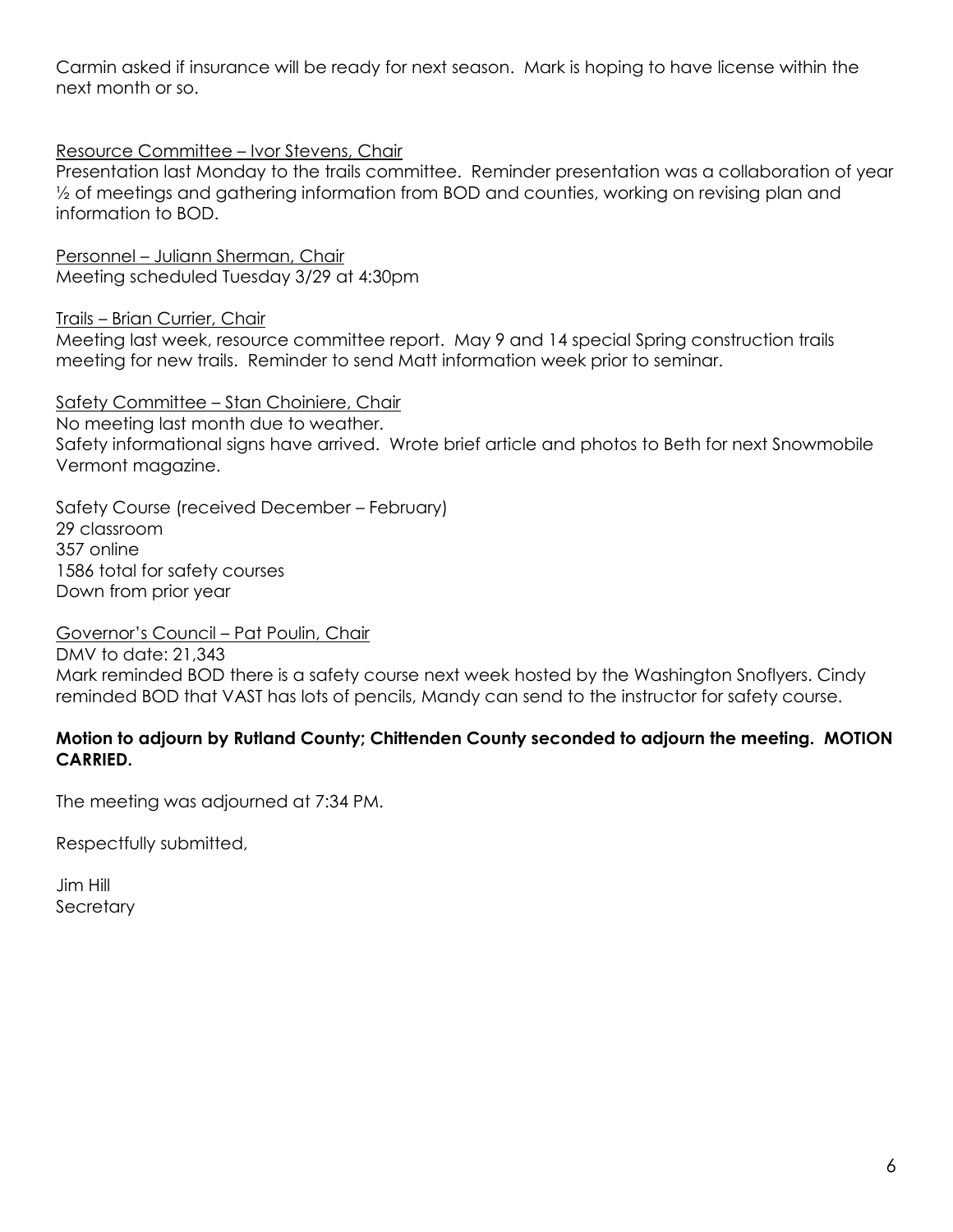Carmin asked if insurance will be ready for next season. Mark is hoping to have license within the next month or so.

Resource Committee – Ivor Stevens, Chair
Presentation last Monday to the trails committee. Reminder presentation was a collaboration of year ½ of meetings and gathering information from BOD and counties, working on revising plan and information to BOD.

Personnel – Juliann Sherman, Chair
Meeting scheduled Tuesday 3/29 at 4:30pm

Trails – Brian Currier, Chair
Meeting last week, resource committee report. May 9 and 14 special Spring construction trails meeting for new trails. Reminder to send Matt information week prior to seminar.

Safety Committee – Stan Choiniere, Chair
No meeting last month due to weather.
Safety informational signs have arrived. Wrote brief article and photos to Beth for next Snowmobile Vermont magazine.

Safety Course (received December – February)
29 classroom
357 online
1586 total for safety courses
Down from prior year

Governor's Council – Pat Poulin, Chair
DMV to date: 21,343
Mark reminded BOD there is a safety course next week hosted by the Washington Snoflyers. Cindy reminded BOD that VAST has lots of pencils, Mandy can send to the instructor for safety course.

**Motion to adjourn by Rutland County; Chittenden County seconded to adjourn the meeting. MOTION CARRIED.**

The meeting was adjourned at 7:34 PM.

Respectfully submitted,

Jim Hill
Secretary